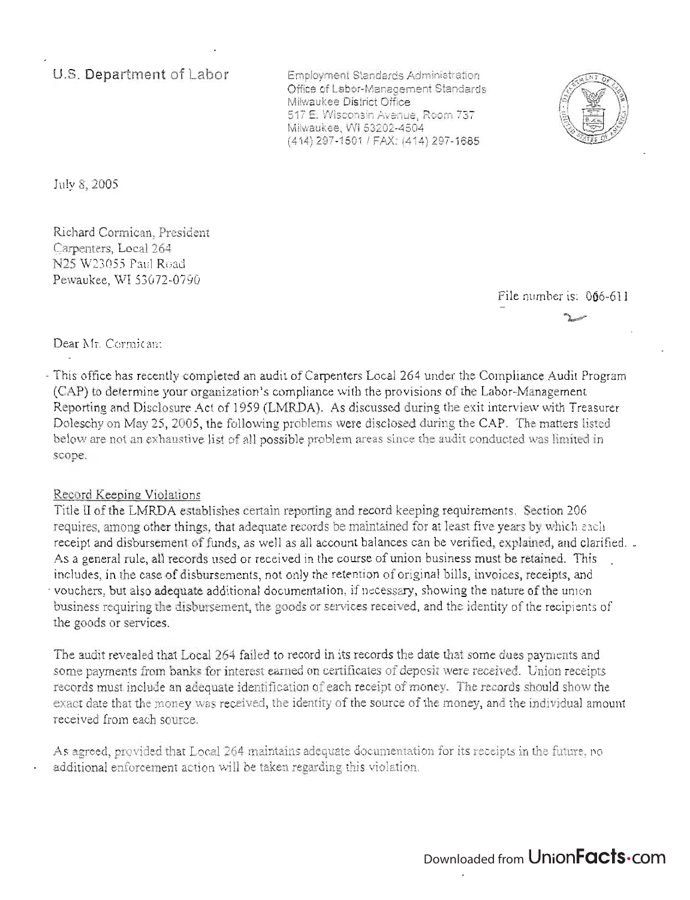U.S. Department of Labor

Employment Standards Administration
Office of Labor-Management Standards
Milwaukee District Office
517 E. Wisconsin Avenue, Room 737
Milwaukee, WI 53202-4504
(414) 297-1501 / FAX: (414) 297-1685

July 8, 2005

Richard Cormican, President
Carpenters, Local 264
N25 W23055 Paul Road
Pewaukee, WI 53072-0790

File number is: 066-611

Dear Mr. Cormican:

This office has recently completed an audit of Carpenters Local 264 under the Compliance Audit Program (CAP) to determine your organization's compliance with the provisions of the Labor-Management Reporting and Disclosure Act of 1959 (LMRDA). As discussed during the exit interview with Treasurer Doleschy on May 25, 2005, the following problems were disclosed during the CAP. The matters listed below are not an exhaustive list of all possible problem areas since the audit conducted was limited in scope.

## Record Keeping Violations

Title II of the LMRDA establishes certain reporting and record keeping requirements. Section 206 requires, among other things, that adequate records be maintained for at least five years by which each receipt and disbursement of funds, as well as all account balances can be verified, explained, and clarified. As a general rule, all records used or received in the course of union business must be retained. This includes, in the case of disbursements, not only the retention of original bills, invoices, receipts, and vouchers, but also adequate additional documentation, if necessary, showing the nature of the union business requiring the disbursement, the goods or services received, and the identity of the recipients of the goods or services.

The audit revealed that Local 264 failed to record in its records the date that some dues payments and some payments from banks for interest earned on certificates of deposit were received. Union receipts records must include an adequate identification of each receipt of money. The records should show the exact date that the money was received, the identity of the source of the money, and the individual amount received from each source.

As agreed, provided that Local 264 maintains adequate documentation for its receipts in the future, no additional enforcement action will be taken regarding this violation.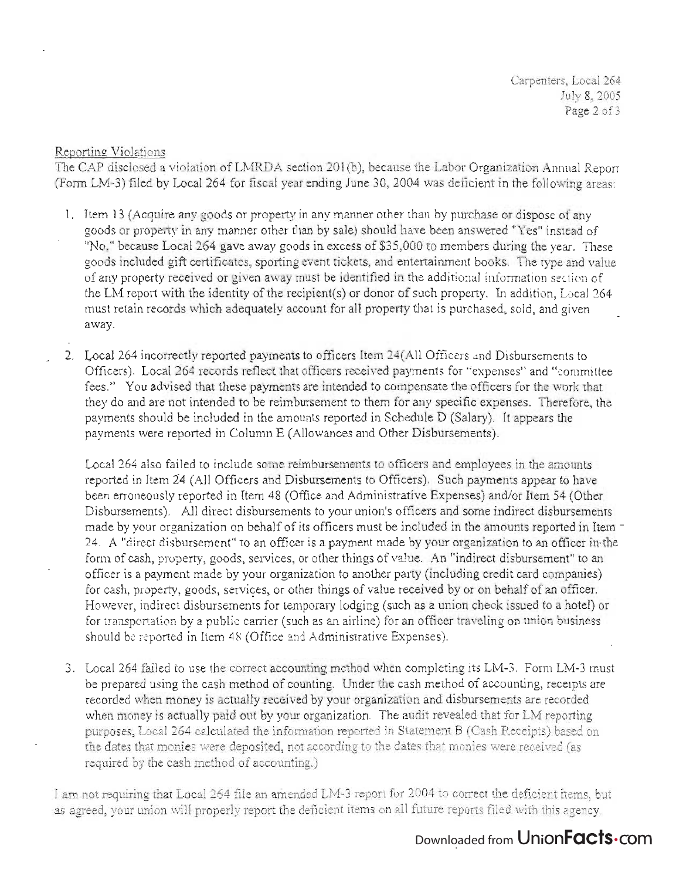Reporting Violations

The CAP disclosed a violation of LMRDA section 201(b), because the Labor Organization Annual Report (Form LM-3) filed by Local 264 for fiscal year ending June 30, 2004 was deficient in the following areas:

1. Item 13 (Acquire any goods or property in any manner other than by purchase or dispose of any goods or property in any manner other than by sale) should have been answered "Yes" instead of "No," because Local 264 gave away goods in excess of $35,000 to members during the year. These goods included gift certificates, sporting event tickets, and entertainment books. The type and value of any property received or given away must be identified in the additional information section of the LM report with the identity of the recipient(s) or donor of such property. In addition, Local 264 must retain records which adequately account for all property that is purchased, sold, and given away.

2. Local 264 incorrectly reported payments to officers Item 24(All Officers and Disbursements to Officers). Local 264 records reflect that officers received payments for "expenses" and "committee fees." You advised that these payments are intended to compensate the officers for the work that they do and are not intended to be reimbursement to them for any specific expenses. Therefore, the payments should be included in the amounts reported in Schedule D (Salary). It appears the payments were reported in Column E (Allowances and Other Disbursements).

   Local 264 also failed to include some reimbursements to officers and employees in the amounts reported in Item 24 (All Officers and Disbursements to Officers). Such payments appear to have been erroneously reported in Item 48 (Office and Administrative Expenses) and/or Item 54 (Other Disbursements). All direct disbursements to your union's officers and some indirect disbursements made by your organization on behalf of its officers must be included in the amounts reported in Item 24. A "direct disbursement" to an officer is a payment made by your organization to an officer in the form of cash, property, goods, services, or other things of value. An "indirect disbursement" to an officer is a payment made by your organization to another party (including credit card companies) for cash, property, goods, services, or other things of value received by or on behalf of an officer. However, indirect disbursements for temporary lodging (such as a union check issued to a hotel) or for transportation by a public carrier (such as an airline) for an officer traveling on union business should be reported in Item 48 (Office and Administrative Expenses).

3. Local 264 failed to use the correct accounting method when completing its LM-3. Form LM-3 must be prepared using the cash method of counting. Under the cash method of accounting, receipts are recorded when money is actually received by your organization and disbursements are recorded when money is actually paid out by your organization. The audit revealed that for LM reporting purposes, Local 264 calculated the information reported in Statement B (Cash Receipts) based on the dates that monies were deposited, not according to the dates that monies were received (as required by the cash method of accounting.)

I am not requiring that Local 264 file an amended LM-3 report for 2004 to correct the deficient items, but as agreed, your union will properly report the deficient items on all future reports filed with this agency.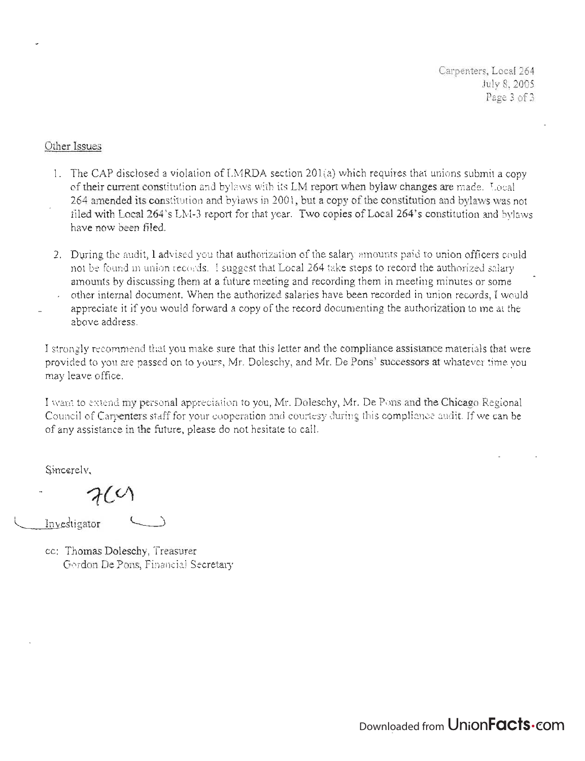## Other Issues

1. The CAP disclosed a violation of LMRDA section 201(a) which requires that unions submit a copy of their current constitution and bylaws with its LM report when bylaw changes are made. Local 264 amended its constitution and bylaws in 2001, but a copy of the constitution and bylaws was not filed with Local 264's LM-3 report for that year. Two copies of Local 264's constitution and bylaws have now been filed.

2. During the audit, I advised you that authorization of the salary amounts paid to union officers could not be found in union records. I suggest that Local 264 take steps to record the authorized salary amounts by discussing them at a future meeting and recording them in meeting minutes or some other internal document. When the authorized salaries have been recorded in union records, I would appreciate it if you would forward a copy of the record documenting the authorization to me at the above address.

I strongly recommend that you make sure that this letter and the compliance assistance materials that were provided to you are passed on to yours, Mr. Doleschy, and Mr. De Pons' successors at whatever time you may leave office.

I want to extend my personal appreciation to you, Mr. Doleschy, Mr. De Pons and the Chicago Regional Council of Carpenters staff for your cooperation and courtesy during this compliance audit. If we can be of any assistance in the future, please do not hesitate to call.

Sincerely,

7(c)

Investigator

cc: Thomas Doleschy, Treasurer
Gordon De Pons, Financial Secretary